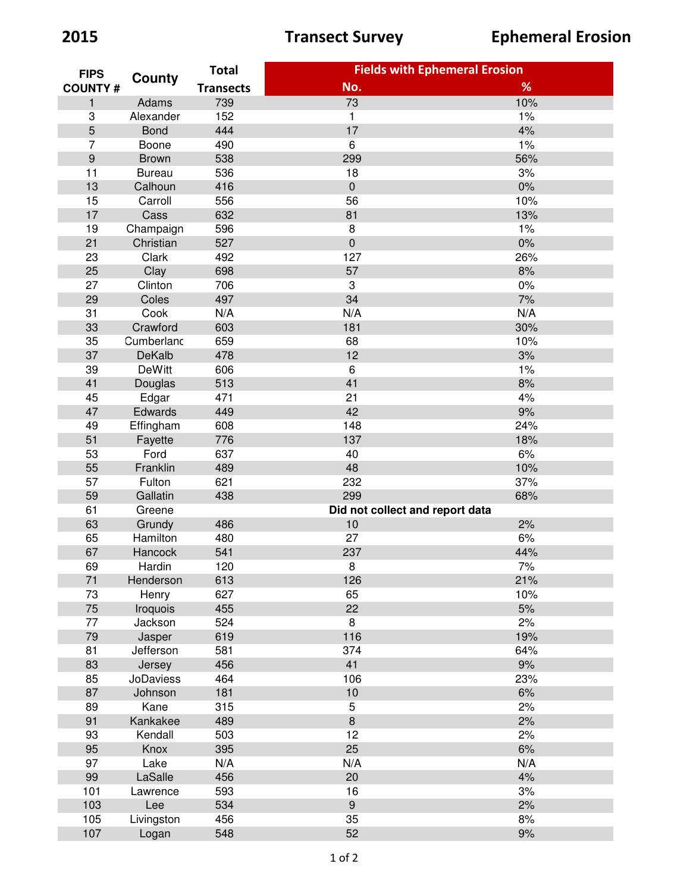**2015** **Transect Survey** **Ephemeral Erosion**

| FIPS COUNTY # | County | Total Transects | Fields with Ephemeral Erosion | |
|---|---|---|---|---|
| | | | No. | % |
| 1 | Adams | 739 | 73 | 10% |
| 3 | Alexander | 152 | 1 | 1% |
| 5 | Bond | 444 | 17 | 4% |
| 7 | Boone | 490 | 6 | 1% |
| 9 | Brown | 538 | 299 | 56% |
| 11 | Bureau | 536 | 18 | 3% |
| 13 | Calhoun | 416 | 0 | 0% |
| 15 | Carroll | 556 | 56 | 10% |
| 17 | Cass | 632 | 81 | 13% |
| 19 | Champaign | 596 | 8 | 1% |
| 21 | Christian | 527 | 0 | 0% |
| 23 | Clark | 492 | 127 | 26% |
| 25 | Clay | 698 | 57 | 8% |
| 27 | Clinton | 706 | 3 | 0% |
| 29 | Coles | 497 | 34 | 7% |
| 31 | Cook | N/A | N/A | N/A |
| 33 | Crawford | 603 | 181 | 30% |
| 35 | Cumberland | 659 | 68 | 10% |
| 37 | DeKalb | 478 | 12 | 3% |
| 39 | DeWitt | 606 | 6 | 1% |
| 41 | Douglas | 513 | 41 | 8% |
| 45 | Edgar | 471 | 21 | 4% |
| 47 | Edwards | 449 | 42 | 9% |
| 49 | Effingham | 608 | 148 | 24% |
| 51 | Fayette | 776 | 137 | 18% |
| 53 | Ford | 637 | 40 | 6% |
| 55 | Franklin | 489 | 48 | 10% |
| 57 | Fulton | 621 | 232 | 37% |
| 59 | Gallatin | 438 | 299 | 68% |
| 61 | Greene | | **Did not collect and report data** | |
| 63 | Grundy | 486 | 10 | 2% |
| 65 | Hamilton | 480 | 27 | 6% |
| 67 | Hancock | 541 | 237 | 44% |
| 69 | Hardin | 120 | 8 | 7% |
| 71 | Henderson | 613 | 126 | 21% |
| 73 | Henry | 627 | 65 | 10% |
| 75 | Iroquois | 455 | 22 | 5% |
| 77 | Jackson | 524 | 8 | 2% |
| 79 | Jasper | 619 | 116 | 19% |
| 81 | Jefferson | 581 | 374 | 64% |
| 83 | Jersey | 456 | 41 | 9% |
| 85 | JoDaviess | 464 | 106 | 23% |
| 87 | Johnson | 181 | 10 | 6% |
| 89 | Kane | 315 | 5 | 2% |
| 91 | Kankakee | 489 | 8 | 2% |
| 93 | Kendall | 503 | 12 | 2% |
| 95 | Knox | 395 | 25 | 6% |
| 97 | Lake | N/A | N/A | N/A |
| 99 | LaSalle | 456 | 20 | 4% |
| 101 | Lawrence | 593 | 16 | 3% |
| 103 | Lee | 534 | 9 | 2% |
| 105 | Livingston | 456 | 35 | 8% |
| 107 | Logan | 548 | 52 | 9% |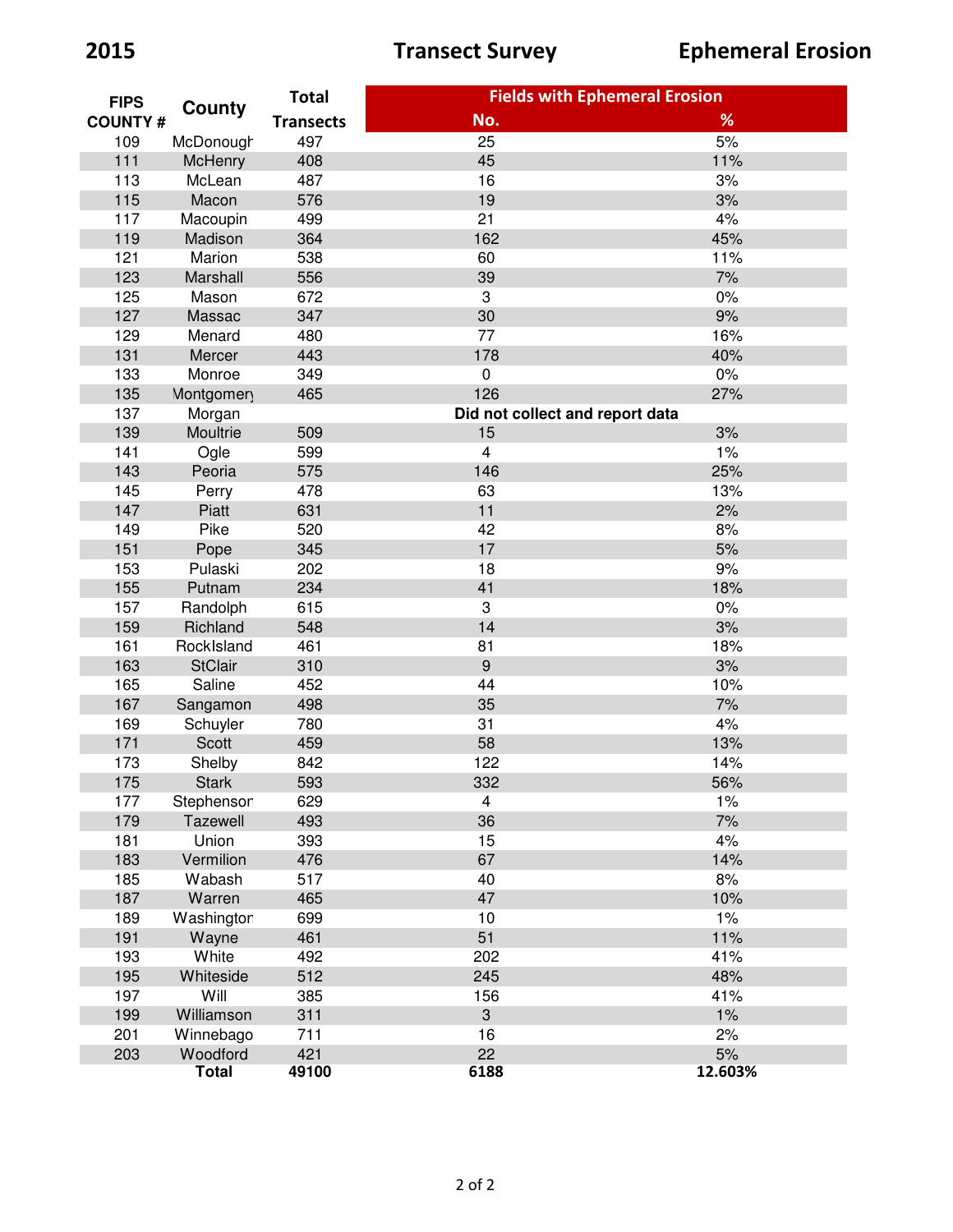**2015 Transect Survey Ephemeral Erosion**

| FIPS COUNTY # | County | Total Transects | Fields with Ephemeral Erosion | |
|---|---|---|---|---|
| | | | No. | % |
| 109 | McDonough | 497 | 25 | 5% |
| 111 | McHenry | 408 | 45 | 11% |
| 113 | McLean | 487 | 16 | 3% |
| 115 | Macon | 576 | 19 | 3% |
| 117 | Macoupin | 499 | 21 | 4% |
| 119 | Madison | 364 | 162 | 45% |
| 121 | Marion | 538 | 60 | 11% |
| 123 | Marshall | 556 | 39 | 7% |
| 125 | Mason | 672 | 3 | 0% |
| 127 | Massac | 347 | 30 | 9% |
| 129 | Menard | 480 | 77 | 16% |
| 131 | Mercer | 443 | 178 | 40% |
| 133 | Monroe | 349 | 0 | 0% |
| 135 | Montgomery | 465 | 126 | 27% |
| 137 | Morgan | | Did not collect and report data | |
| 139 | Moultrie | 509 | 15 | 3% |
| 141 | Ogle | 599 | 4 | 1% |
| 143 | Peoria | 575 | 146 | 25% |
| 145 | Perry | 478 | 63 | 13% |
| 147 | Piatt | 631 | 11 | 2% |
| 149 | Pike | 520 | 42 | 8% |
| 151 | Pope | 345 | 17 | 5% |
| 153 | Pulaski | 202 | 18 | 9% |
| 155 | Putnam | 234 | 41 | 18% |
| 157 | Randolph | 615 | 3 | 0% |
| 159 | Richland | 548 | 14 | 3% |
| 161 | RockIsland | 461 | 81 | 18% |
| 163 | StClair | 310 | 9 | 3% |
| 165 | Saline | 452 | 44 | 10% |
| 167 | Sangamon | 498 | 35 | 7% |
| 169 | Schuyler | 780 | 31 | 4% |
| 171 | Scott | 459 | 58 | 13% |
| 173 | Shelby | 842 | 122 | 14% |
| 175 | Stark | 593 | 332 | 56% |
| 177 | Stephenson | 629 | 4 | 1% |
| 179 | Tazewell | 493 | 36 | 7% |
| 181 | Union | 393 | 15 | 4% |
| 183 | Vermilion | 476 | 67 | 14% |
| 185 | Wabash | 517 | 40 | 8% |
| 187 | Warren | 465 | 47 | 10% |
| 189 | Washington | 699 | 10 | 1% |
| 191 | Wayne | 461 | 51 | 11% |
| 193 | White | 492 | 202 | 41% |
| 195 | Whiteside | 512 | 245 | 48% |
| 197 | Will | 385 | 156 | 41% |
| 199 | Williamson | 311 | 3 | 1% |
| 201 | Winnebago | 711 | 16 | 2% |
| 203 | Woodford | 421 | 22 | 5% |
| | **Total** | **49100** | **6188** | **12.603%** |